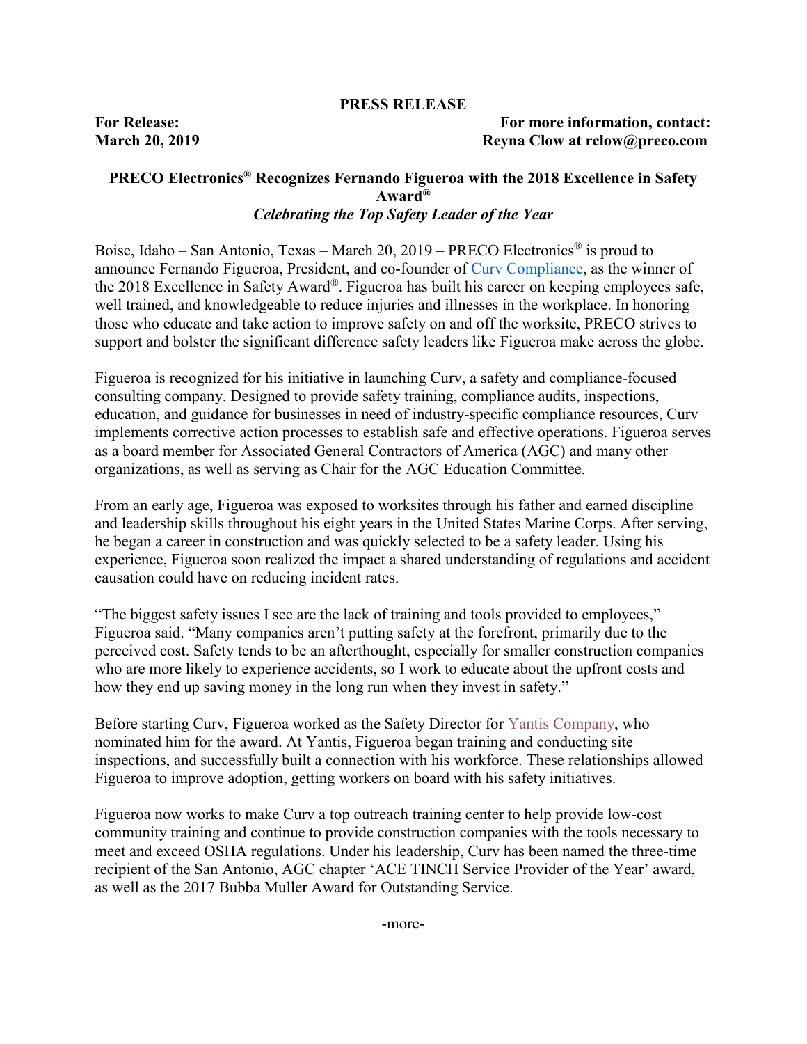**PRESS RELEASE**

**For Release:**
**March 20, 2019**

**For more information, contact:**
**Reyna Clow at rclow@preco.com**

# PRECO Electronics® Recognizes Fernando Figueroa with the 2018 Excellence in Safety Award®

***Celebrating the Top Safety Leader of the Year***

Boise, Idaho – San Antonio, Texas – March 20, 2019 – PRECO Electronics® is proud to announce Fernando Figueroa, President, and co-founder of Curv Compliance, as the winner of the 2018 Excellence in Safety Award®. Figueroa has built his career on keeping employees safe, well trained, and knowledgeable to reduce injuries and illnesses in the workplace. In honoring those who educate and take action to improve safety on and off the worksite, PRECO strives to support and bolster the significant difference safety leaders like Figueroa make across the globe.

Figueroa is recognized for his initiative in launching Curv, a safety and compliance-focused consulting company. Designed to provide safety training, compliance audits, inspections, education, and guidance for businesses in need of industry-specific compliance resources, Curv implements corrective action processes to establish safe and effective operations. Figueroa serves as a board member for Associated General Contractors of America (AGC) and many other organizations, as well as serving as Chair for the AGC Education Committee.

From an early age, Figueroa was exposed to worksites through his father and earned discipline and leadership skills throughout his eight years in the United States Marine Corps. After serving, he began a career in construction and was quickly selected to be a safety leader. Using his experience, Figueroa soon realized the impact a shared understanding of regulations and accident causation could have on reducing incident rates.

"The biggest safety issues I see are the lack of training and tools provided to employees," Figueroa said. "Many companies aren't putting safety at the forefront, primarily due to the perceived cost. Safety tends to be an afterthought, especially for smaller construction companies who are more likely to experience accidents, so I work to educate about the upfront costs and how they end up saving money in the long run when they invest in safety."

Before starting Curv, Figueroa worked as the Safety Director for Yantis Company, who nominated him for the award. At Yantis, Figueroa began training and conducting site inspections, and successfully built a connection with his workforce. These relationships allowed Figueroa to improve adoption, getting workers on board with his safety initiatives.

Figueroa now works to make Curv a top outreach training center to help provide low-cost community training and continue to provide construction companies with the tools necessary to meet and exceed OSHA regulations. Under his leadership, Curv has been named the three-time recipient of the San Antonio, AGC chapter 'ACE TINCH Service Provider of the Year' award, as well as the 2017 Bubba Muller Award for Outstanding Service.

-more-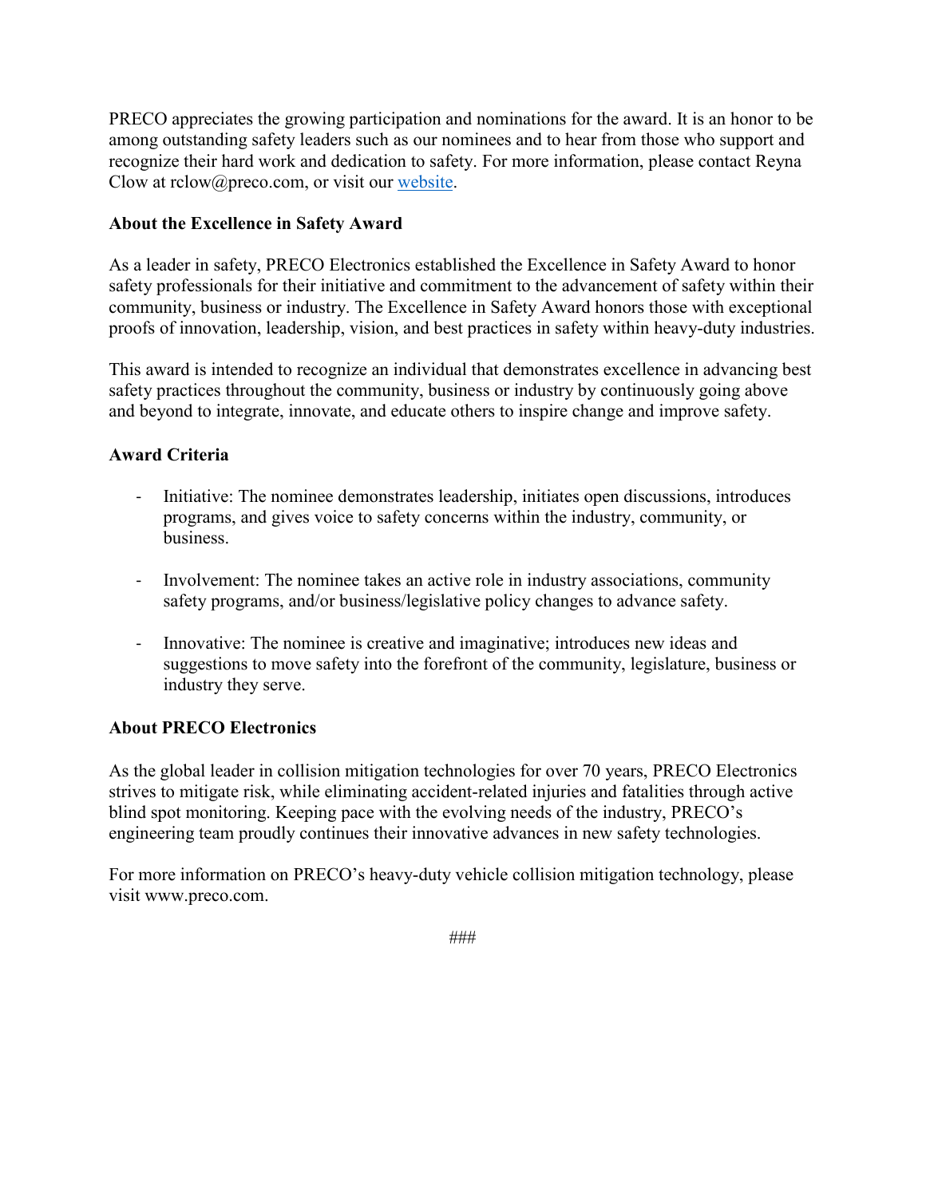PRECO appreciates the growing participation and nominations for the award. It is an honor to be among outstanding safety leaders such as our nominees and to hear from those who support and recognize their hard work and dedication to safety. For more information, please contact Reyna Clow at rclow@preco.com, or visit our website.

**About the Excellence in Safety Award**

As a leader in safety, PRECO Electronics established the Excellence in Safety Award to honor safety professionals for their initiative and commitment to the advancement of safety within their community, business or industry. The Excellence in Safety Award honors those with exceptional proofs of innovation, leadership, vision, and best practices in safety within heavy-duty industries.

This award is intended to recognize an individual that demonstrates excellence in advancing best safety practices throughout the community, business or industry by continuously going above and beyond to integrate, innovate, and educate others to inspire change and improve safety.

**Award Criteria**

- Initiative: The nominee demonstrates leadership, initiates open discussions, introduces programs, and gives voice to safety concerns within the industry, community, or business.

- Involvement: The nominee takes an active role in industry associations, community safety programs, and/or business/legislative policy changes to advance safety.

- Innovative: The nominee is creative and imaginative; introduces new ideas and suggestions to move safety into the forefront of the community, legislature, business or industry they serve.

**About PRECO Electronics**

As the global leader in collision mitigation technologies for over 70 years, PRECO Electronics strives to mitigate risk, while eliminating accident-related injuries and fatalities through active blind spot monitoring. Keeping pace with the evolving needs of the industry, PRECO's engineering team proudly continues their innovative advances in new safety technologies.

For more information on PRECO's heavy-duty vehicle collision mitigation technology, please visit www.preco.com.

###